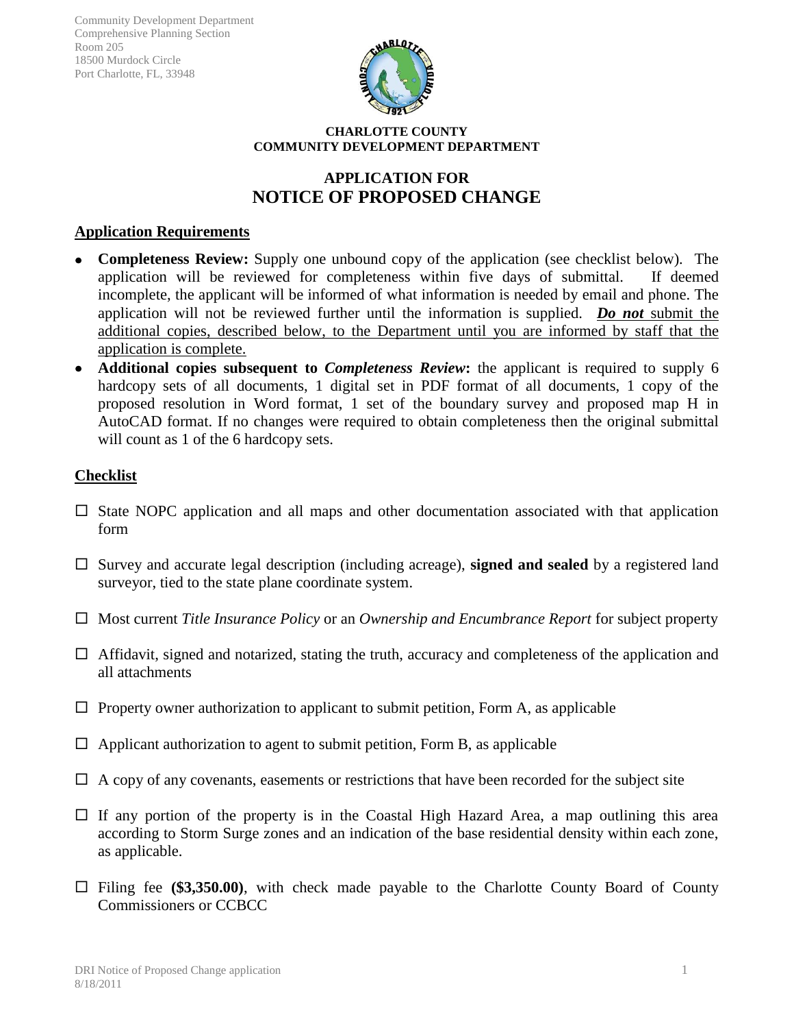Community Development Department
Comprehensive Planning Section
Room 205
18500 Murdock Circle
Port Charlotte, FL, 33948

**CHARLOTTE COUNTY**
**COMMUNITY DEVELOPMENT DEPARTMENT**

# APPLICATION FOR
# NOTICE OF PROPOSED CHANGE

## Application Requirements

- **Completeness Review:** Supply one unbound copy of the application (see checklist below). The application will be reviewed for completeness within five days of submittal. If deemed incomplete, the applicant will be informed of what information is needed by email and phone. The application will not be reviewed further until the information is supplied. ***Do not*** submit the additional copies, described below, to the Department until you are informed by staff that the application is complete.
- **Additional copies subsequent to *Completeness Review*:** the applicant is required to supply 6 hardcopy sets of all documents, 1 digital set in PDF format of all documents, 1 copy of the proposed resolution in Word format, 1 set of the boundary survey and proposed map H in AutoCAD format. If no changes were required to obtain completeness then the original submittal will count as 1 of the 6 hardcopy sets.

## Checklist

- ☐ State NOPC application and all maps and other documentation associated with that application form
- ☐ Survey and accurate legal description (including acreage), **signed and sealed** by a registered land surveyor, tied to the state plane coordinate system.
- ☐ Most current *Title Insurance Policy* or an *Ownership and Encumbrance Report* for subject property
- ☐ Affidavit, signed and notarized, stating the truth, accuracy and completeness of the application and all attachments
- ☐ Property owner authorization to applicant to submit petition, Form A, as applicable
- ☐ Applicant authorization to agent to submit petition, Form B, as applicable
- ☐ A copy of any covenants, easements or restrictions that have been recorded for the subject site
- ☐ If any portion of the property is in the Coastal High Hazard Area, a map outlining this area according to Storm Surge zones and an indication of the base residential density within each zone, as applicable.
- ☐ Filing fee **($3,350.00)**, with check made payable to the Charlotte County Board of County Commissioners or CCBCC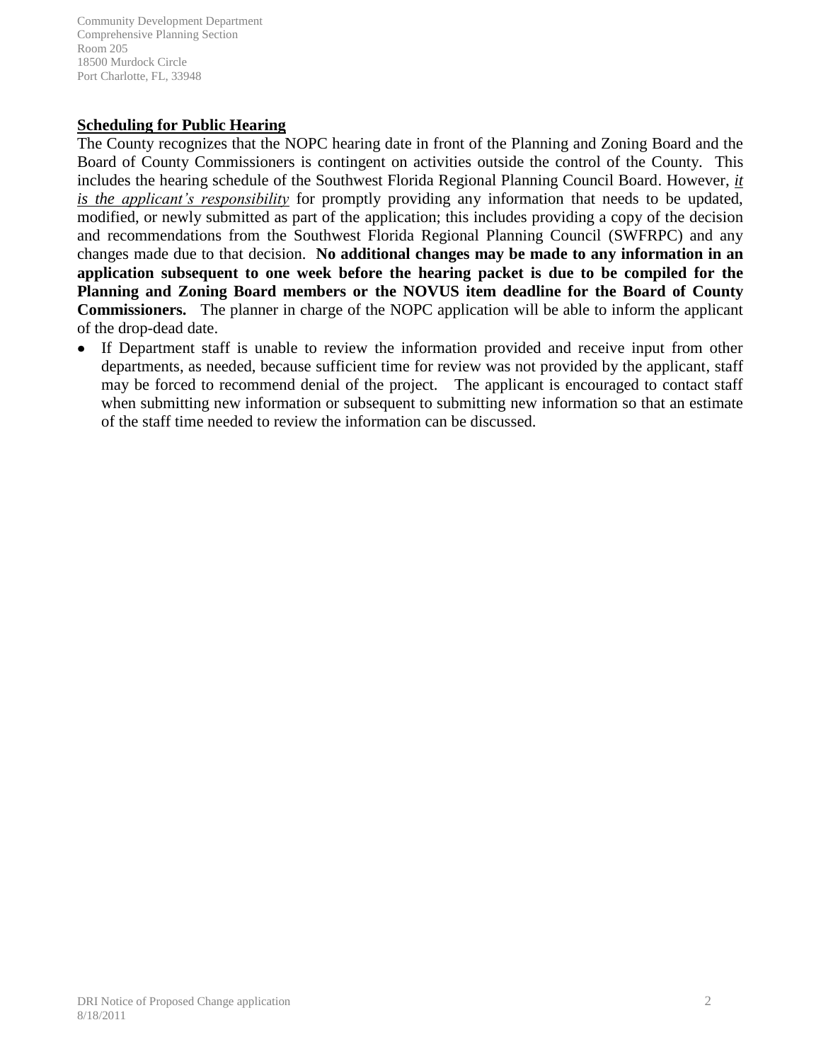## **Scheduling for Public Hearing**

The County recognizes that the NOPC hearing date in front of the Planning and Zoning Board and the Board of County Commissioners is contingent on activities outside the control of the County. This includes the hearing schedule of the Southwest Florida Regional Planning Council Board. However, *it is the applicant's responsibility* for promptly providing any information that needs to be updated, modified, or newly submitted as part of the application; this includes providing a copy of the decision and recommendations from the Southwest Florida Regional Planning Council (SWFRPC) and any changes made due to that decision. **No additional changes may be made to any information in an application subsequent to one week before the hearing packet is due to be compiled for the Planning and Zoning Board members or the NOVUS item deadline for the Board of County Commissioners.** The planner in charge of the NOPC application will be able to inform the applicant of the drop-dead date.

- If Department staff is unable to review the information provided and receive input from other departments, as needed, because sufficient time for review was not provided by the applicant, staff may be forced to recommend denial of the project. The applicant is encouraged to contact staff when submitting new information or subsequent to submitting new information so that an estimate of the staff time needed to review the information can be discussed.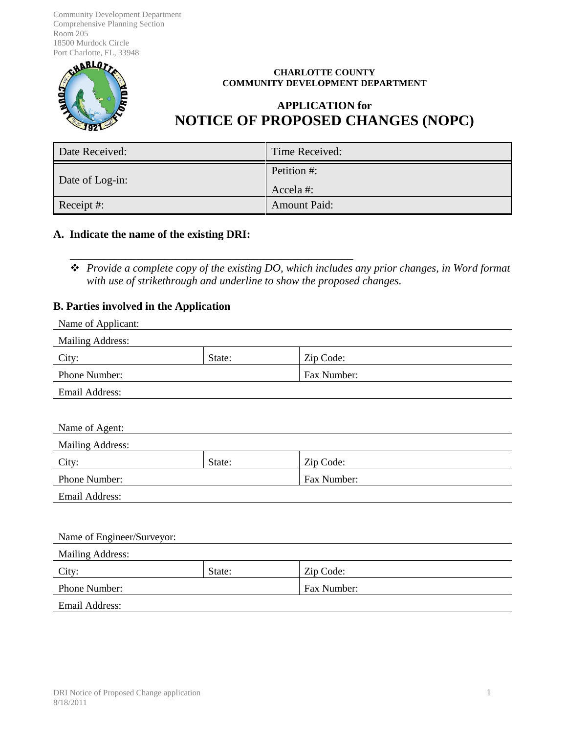Community Development Department
Comprehensive Planning Section
Room 205
18500 Murdock Circle
Port Charlotte, FL, 33948

**CHARLOTTE COUNTY**
**COMMUNITY DEVELOPMENT DEPARTMENT**

**APPLICATION for**

# NOTICE OF PROPOSED CHANGES (NOPC)

| Date Received: | Time Received: |
|---|---|
| Date of Log-in: | Petition #:<br>Accela #: |
| Receipt #: | Amount Paid: |

## A. Indicate the name of the existing DRI:

____________________________________________________

- *Provide a complete copy of the existing DO, which includes any prior changes, in Word format with use of strikethrough and underline to show the proposed changes.*

## B. Parties involved in the Application

| Name of Applicant: | | |
|---|---|---|
| Mailing Address: | | |
| City: | State: | Zip Code: |
| Phone Number: | | Fax Number: |
| Email Address: | | |

| Name of Agent: | | |
|---|---|---|
| Mailing Address: | | |
| City: | State: | Zip Code: |
| Phone Number: | | Fax Number: |
| Email Address: | | |

| Name of Engineer/Surveyor: | | |
|---|---|---|
| Mailing Address: | | |
| City: | State: | Zip Code: |
| Phone Number: | | Fax Number: |
| Email Address: | | |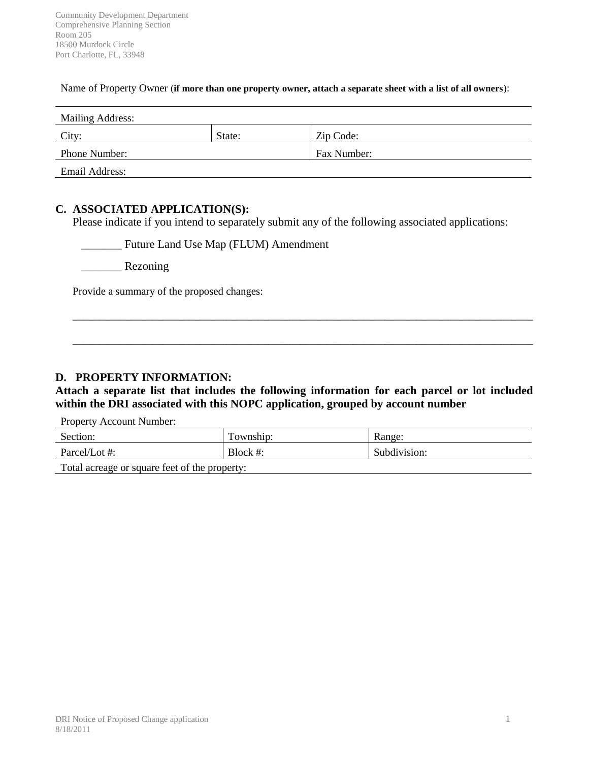Community Development Department
Comprehensive Planning Section
Room 205
18500 Murdock Circle
Port Charlotte, FL, 33948

Name of Property Owner (**if more than one property owner, attach a separate sheet with a list of all owners**):

| Mailing Address: | | |
|---|---|---|
| City: | State: | Zip Code: |
| Phone Number: | | Fax Number: |
| Email Address: | | |

## C. ASSOCIATED APPLICATION(S):

Please indicate if you intend to separately submit any of the following associated applications:

_______ Future Land Use Map (FLUM) Amendment

_______ Rezoning

Provide a summary of the proposed changes:

______________________________________________________________________________

______________________________________________________________________________

## D. PROPERTY INFORMATION:

**Attach a separate list that includes the following information for each parcel or lot included within the DRI associated with this NOPC application, grouped by account number**

| Property Account Number: | | |
|---|---|---|
| Section: | Township: | Range: |
| Parcel/Lot #: | Block #: | Subdivision: |
| Total acreage or square feet of the property: | | |

DRI Notice of Proposed Change application
8/18/2011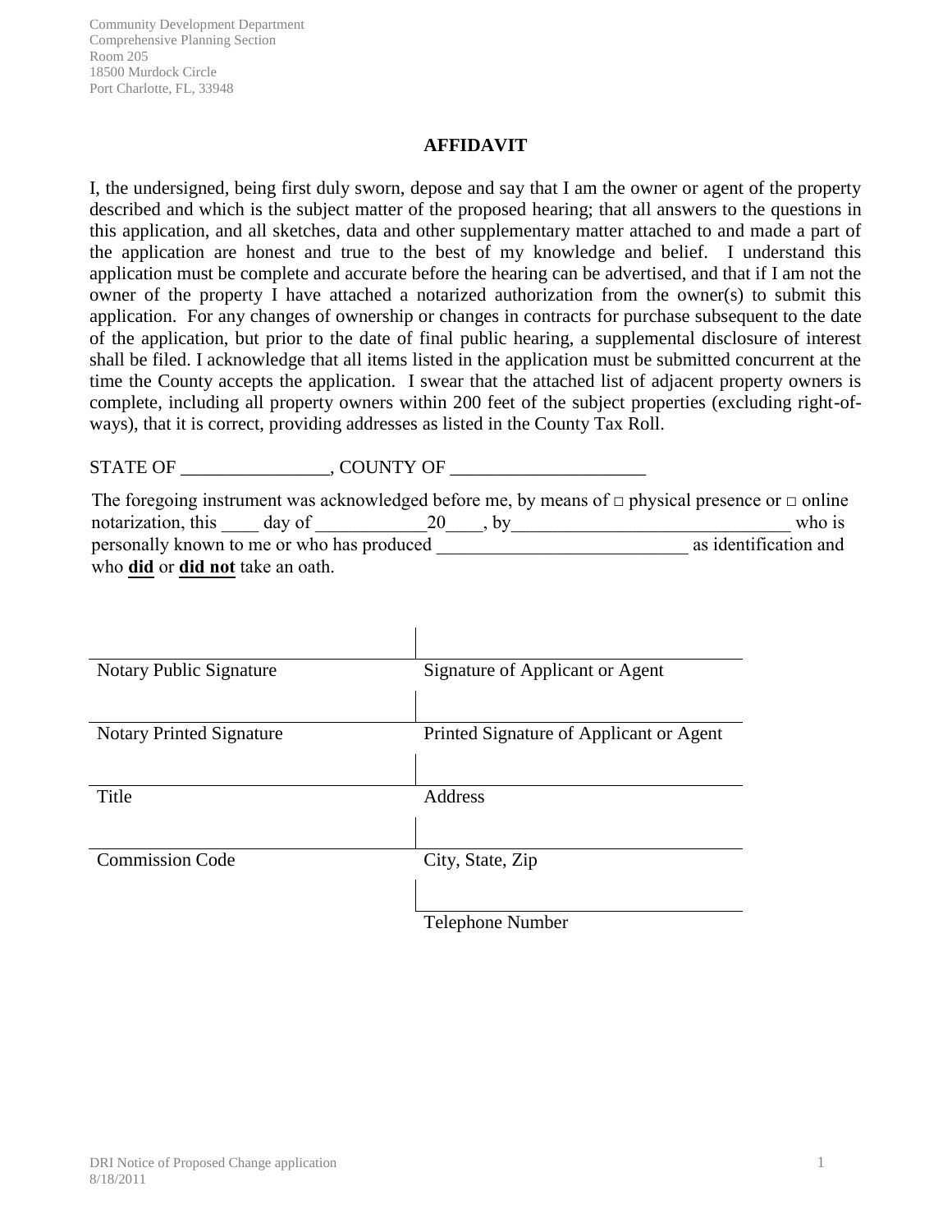Community Development Department
Comprehensive Planning Section
Room 205
18500 Murdock Circle
Port Charlotte, FL, 33948

# AFFIDAVIT

I, the undersigned, being first duly sworn, depose and say that I am the owner or agent of the property described and which is the subject matter of the proposed hearing; that all answers to the questions in this application, and all sketches, data and other supplementary matter attached to and made a part of the application are honest and true to the best of my knowledge and belief. I understand this application must be complete and accurate before the hearing can be advertised, and that if I am not the owner of the property I have attached a notarized authorization from the owner(s) to submit this application. For any changes of ownership or changes in contracts for purchase subsequent to the date of the application, but prior to the date of final public hearing, a supplemental disclosure of interest shall be filed. I acknowledge that all items listed in the application must be submitted concurrent at the time the County accepts the application. I swear that the attached list of adjacent property owners is complete, including all property owners within 200 feet of the subject properties (excluding right-of-ways), that it is correct, providing addresses as listed in the County Tax Roll.

STATE OF ________________, COUNTY OF _____________________

The foregoing instrument was acknowledged before me, by means of □ physical presence or □ online notarization, this ____ day of ____________20____, by______________________________ who is personally known to me or who has produced ___________________________ as identification and who **did** or **did not** take an oath.

| | |
|---|---|
| Notary Public Signature | Signature of Applicant or Agent |
| Notary Printed Signature | Printed Signature of Applicant or Agent |
| Title | Address |
| Commission Code | City, State, Zip |
| | Telephone Number |

DRI Notice of Proposed Change application
8/18/2011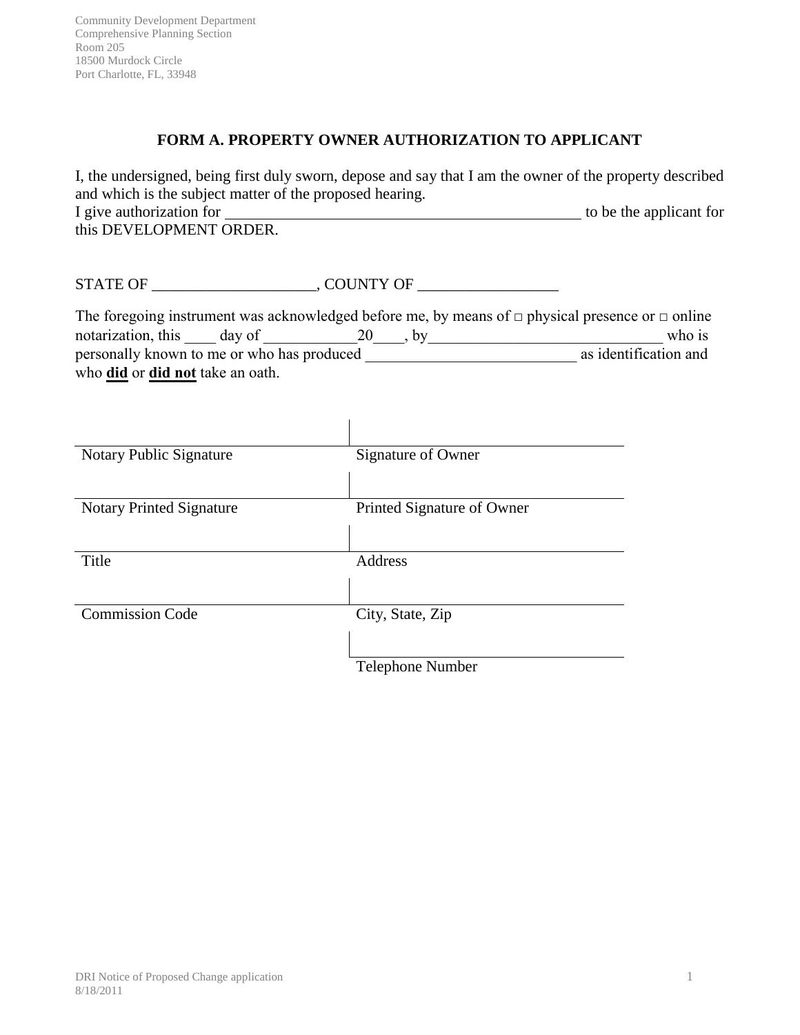Community Development Department
Comprehensive Planning Section
Room 205
18500 Murdock Circle
Port Charlotte, FL, 33948

## FORM A. PROPERTY OWNER AUTHORIZATION TO APPLICANT

I, the undersigned, being first duly sworn, depose and say that I am the owner of the property described and which is the subject matter of the proposed hearing.
I give authorization for _______________________________________________ to be the applicant for this DEVELOPMENT ORDER.

STATE OF ____________________, COUNTY OF _________________

The foregoing instrument was acknowledged before me, by means of □ physical presence or □ online notarization, this ____ day of ___________20____, by_____________________________ who is personally known to me or who has produced __________________________ as identification and who **did** or **did not** take an oath.

| | |
|---|---|
| Notary Public Signature | Signature of Owner |
| Notary Printed Signature | Printed Signature of Owner |
| Title | Address |
| Commission Code | City, State, Zip |
| | Telephone Number |

DRI Notice of Proposed Change application
8/18/2011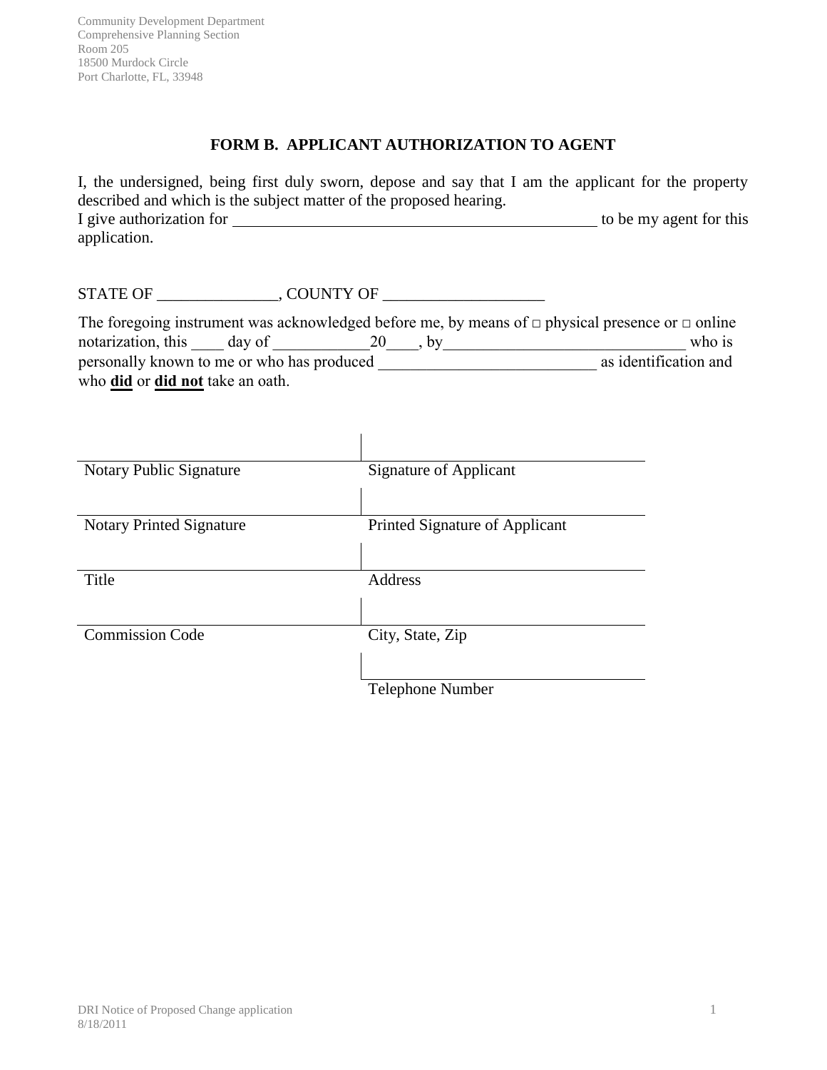Community Development Department
Comprehensive Planning Section
Room 205
18500 Murdock Circle
Port Charlotte, FL, 33948

## FORM B. APPLICANT AUTHORIZATION TO AGENT

I, the undersigned, being first duly sworn, depose and say that I am the applicant for the property described and which is the subject matter of the proposed hearing.
I give authorization for ______________________________________________ to be my agent for this application.

STATE OF _______________, COUNTY OF ____________________

The foregoing instrument was acknowledged before me, by means of □ physical presence or □ online notarization, this ____ day of ____________20____, by______________________________ who is personally known to me or who has produced ___________________________ as identification and who **did** or **did not** take an oath.

| | |
|---|---|
| Notary Public Signature | Signature of Applicant |
| Notary Printed Signature | Printed Signature of Applicant |
| Title | Address |
| Commission Code | City, State, Zip |
| | Telephone Number |